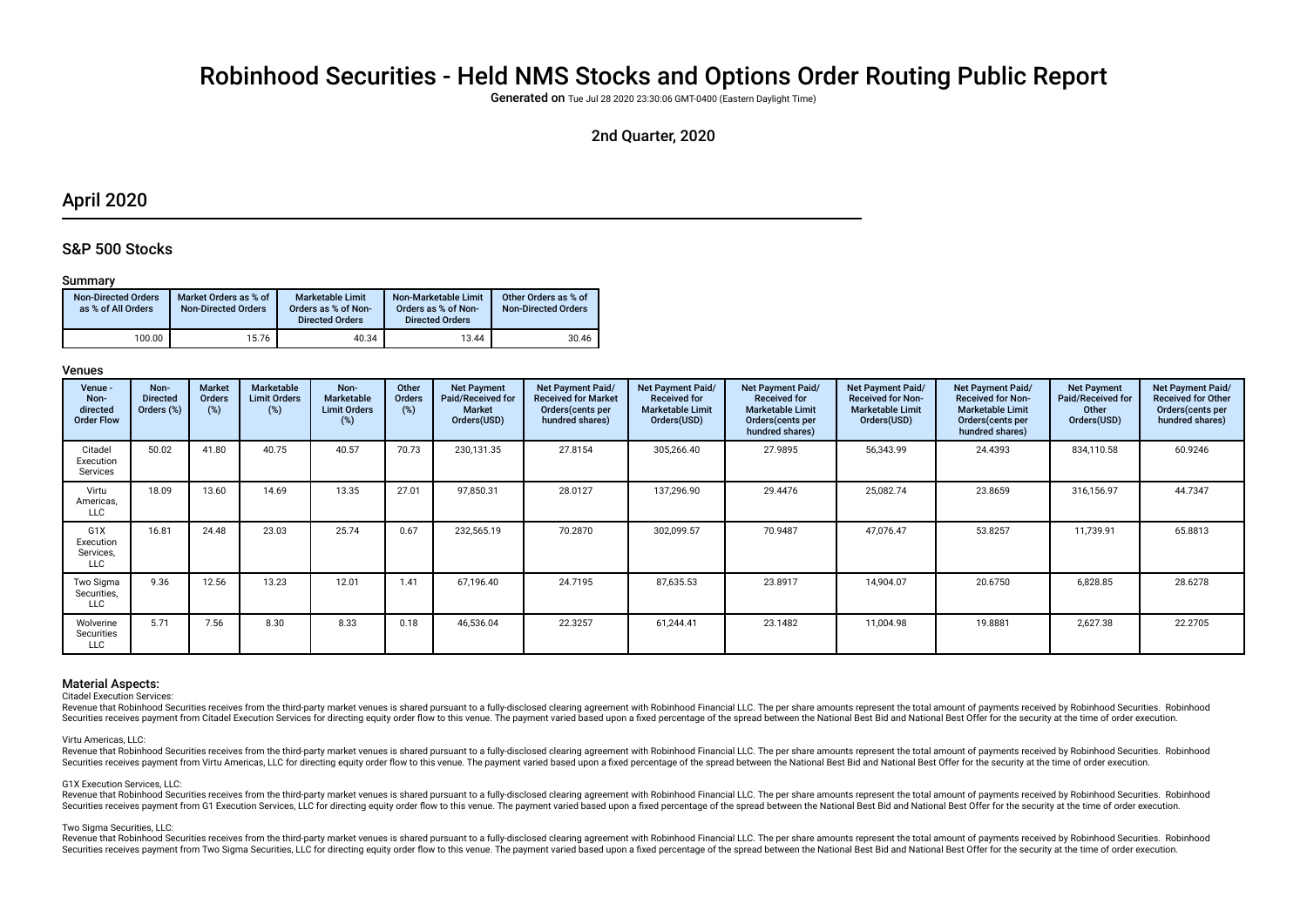# Robinhood Securities - Held NMS Stocks and Options Order Routing Public Report

**Generated on** Tue Jul 28 2020 23:30:06 GMT-0400 (Eastern Daylight Time)

2nd Quarter, 2020

## April 2020

### S&P 500 Stocks

#### Summary

| Non-Directed Orders as % of All Orders | Market Orders as % of Non-Directed Orders | Marketable Limit Orders as % of Non-Directed Orders | Non-Marketable Limit Orders as % of Non-Directed Orders | Other Orders as % of Non-Directed Orders |
|---|---|---|---|---|
| 100.00 | 15.76 | 40.34 | 13.44 | 30.46 |

#### Venues

| Venue - Non-directed Order Flow | Non-Directed Orders (%) | Market Orders (%) | Marketable Limit Orders (%) | Non-Marketable Limit Orders (%) | Other Orders (%) | Net Payment Paid/Received for Market Orders(USD) | Net Payment Paid/ Received for Market Orders(cents per hundred shares) | Net Payment Paid/ Received for Marketable Limit Orders(USD) | Net Payment Paid/ Received for Marketable Limit Orders(cents per hundred shares) | Net Payment Paid/ Received for Non-Marketable Limit Orders(USD) | Net Payment Paid/ Received for Non-Marketable Limit Orders(cents per hundred shares) | Net Payment Paid/Received for Other Orders(USD) | Net Payment Paid/ Received for Other Orders(cents per hundred shares) |
|---|---|---|---|---|---|---|---|---|---|---|---|---|---|
| Citadel Execution Services | 50.02 | 41.80 | 40.75 | 40.57 | 70.73 | 230,131.35 | 27.8154 | 305,266.40 | 27.9895 | 56,343.99 | 24.4393 | 834,110.58 | 60.9246 |
| Virtu Americas, LLC | 18.09 | 13.60 | 14.69 | 13.35 | 27.01 | 97,850.31 | 28.0127 | 137,296.90 | 29.4476 | 25,082.74 | 23.8659 | 316,156.97 | 44.7347 |
| G1X Execution Services, LLC | 16.81 | 24.48 | 23.03 | 25.74 | 0.67 | 232,565.19 | 70.2870 | 302,099.57 | 70.9487 | 47,076.47 | 53.8257 | 11,739.91 | 65.8813 |
| Two Sigma Securities, LLC | 9.36 | 12.56 | 13.23 | 12.01 | 1.41 | 67,196.40 | 24.7195 | 87,635.53 | 23.8917 | 14,904.07 | 20.6750 | 6,828.85 | 28.6278 |
| Wolverine Securities LLC | 5.71 | 7.56 | 8.30 | 8.33 | 0.18 | 46,536.04 | 22.3257 | 61,244.41 | 23.1482 | 11,004.98 | 19.8881 | 2,627.38 | 22.2705 |

#### Material Aspects:

Citadel Execution Services:

Revenue that Robinhood Securities receives from the third-party market venues is shared pursuant to a fully-disclosed clearing agreement with Robinhood Financial LLC. The per share amounts represent the total amount of payments received by Robinhood Securities. Robinhood Securities receives payment from Citadel Execution Services for directing equity order flow to this venue. The payment varied based upon a fixed percentage of the spread between the National Best Bid and National Best Offer for the security at the time of order execution.

Virtu Americas, LLC:

Revenue that Robinhood Securities receives from the third-party market venues is shared pursuant to a fully-disclosed clearing agreement with Robinhood Financial LLC. The per share amounts represent the total amount of payments received by Robinhood Securities. Robinhood Securities receives payment from Virtu Americas, LLC for directing equity order flow to this venue. The payment varied based upon a fixed percentage of the spread between the National Best Bid and National Best Offer for the security at the time of order execution.

G1X Execution Services, LLC:

Revenue that Robinhood Securities receives from the third-party market venues is shared pursuant to a fully-disclosed clearing agreement with Robinhood Financial LLC. The per share amounts represent the total amount of payments received by Robinhood Securities. Robinhood Securities receives payment from G1 Execution Services, LLC for directing equity order flow to this venue. The payment varied based upon a fixed percentage of the spread between the National Best Bid and National Best Offer for the security at the time of order execution.

Two Sigma Securities, LLC:

Revenue that Robinhood Securities receives from the third-party market venues is shared pursuant to a fully-disclosed clearing agreement with Robinhood Financial LLC. The per share amounts represent the total amount of payments received by Robinhood Securities. Robinhood Securities receives payment from Two Sigma Securities, LLC for directing equity order flow to this venue. The payment varied based upon a fixed percentage of the spread between the National Best Bid and National Best Offer for the security at the time of order execution.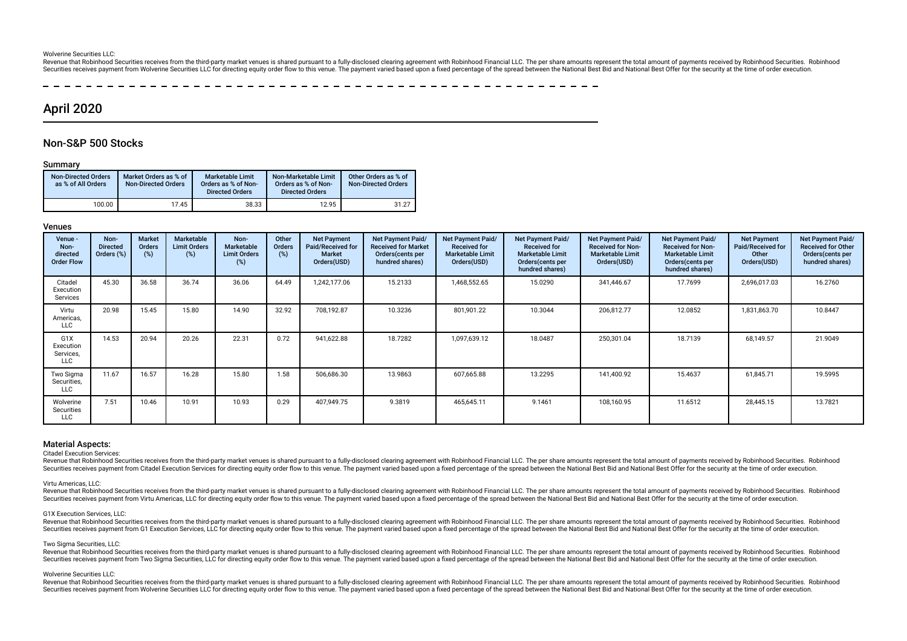Wolverine Securities LLC:

Revenue that Robinhood Securities receives from the third-party market venues is shared pursuant to a fully-disclosed clearing agreement with Robinhood Financial LLC. The per share amounts represent the total amount of payments received by Robinhood Securities. Robinhood Securities receives payment from Wolverine Securities LLC for directing equity order flow to this venue. The payment varied based upon a fixed percentage of the spread between the National Best Bid and National Best Offer for the security at the time of order execution.

# April 2020

## Non-S&P 500 Stocks

### Summary

| Non-Directed Orders as % of All Orders | Market Orders as % of Non-Directed Orders | Marketable Limit Orders as % of Non-Directed Orders | Non-Marketable Limit Orders as % of Non-Directed Orders | Other Orders as % of Non-Directed Orders |
|---|---|---|---|---|
| 100.00 | 17.45 | 38.33 | 12.95 | 31.27 |

### Venues

| Venue - Non-directed Order Flow | Non-Directed Orders (%) | Market Orders (%) | Marketable Limit Orders (%) | Non-Marketable Limit Orders (%) | Other Orders (%) | Net Payment Paid/Received for Market Orders(USD) | Net Payment Paid/ Received for Market Orders(cents per hundred shares) | Net Payment Paid/ Received for Marketable Limit Orders(USD) | Net Payment Paid/ Received for Marketable Limit Orders(cents per hundred shares) | Net Payment Paid/ Received for Non-Marketable Limit Orders(USD) | Net Payment Paid/ Received for Non-Marketable Limit Orders(cents per hundred shares) | Net Payment Paid/Received for Other Orders(USD) | Net Payment Paid/ Received for Other Orders(cents per hundred shares) |
|---|---|---|---|---|---|---|---|---|---|---|---|---|---|
| Citadel Execution Services | 45.30 | 36.58 | 36.74 | 36.06 | 64.49 | 1,242,177.06 | 15.2133 | 1,468,552.65 | 15.0290 | 341,446.67 | 17.7699 | 2,696,017.03 | 16.2760 |
| Virtu Americas, LLC | 20.98 | 15.45 | 15.80 | 14.90 | 32.92 | 708,192.87 | 10.3236 | 801,901.22 | 10.3044 | 206,812.77 | 12.0852 | 1,831,863.70 | 10.8447 |
| G1X Execution Services, LLC | 14.53 | 20.94 | 20.26 | 22.31 | 0.72 | 941,622.88 | 18.7282 | 1,097,639.12 | 18.0487 | 250,301.04 | 18.7139 | 68,149.57 | 21.9049 |
| Two Sigma Securities, LLC | 11.67 | 16.57 | 16.28 | 15.80 | 1.58 | 506,686.30 | 13.9863 | 607,665.88 | 13.2295 | 141,400.92 | 15.4637 | 61,845.71 | 19.5995 |
| Wolverine Securities LLC | 7.51 | 10.46 | 10.91 | 10.93 | 0.29 | 407,949.75 | 9.3819 | 465,645.11 | 9.1461 | 108,160.95 | 11.6512 | 28,445.15 | 13.7821 |

### Material Aspects:

Citadel Execution Services:

Revenue that Robinhood Securities receives from the third-party market venues is shared pursuant to a fully-disclosed clearing agreement with Robinhood Financial LLC. The per share amounts represent the total amount of payments received by Robinhood Securities. Robinhood Securities receives payment from Citadel Execution Services for directing equity order flow to this venue. The payment varied based upon a fixed percentage of the spread between the National Best Bid and National Best Offer for the security at the time of order execution.

Virtu Americas, LLC:

Revenue that Robinhood Securities receives from the third-party market venues is shared pursuant to a fully-disclosed clearing agreement with Robinhood Financial LLC. The per share amounts represent the total amount of payments received by Robinhood Securities. Robinhood Securities receives payment from Virtu Americas, LLC for directing equity order flow to this venue. The payment varied based upon a fixed percentage of the spread between the National Best Bid and National Best Offer for the security at the time of order execution.

G1X Execution Services, LLC:

Revenue that Robinhood Securities receives from the third-party market venues is shared pursuant to a fully-disclosed clearing agreement with Robinhood Financial LLC. The per share amounts represent the total amount of payments received by Robinhood Securities. Robinhood Securities receives payment from G1 Execution Services, LLC for directing equity order flow to this venue. The payment varied based upon a fixed percentage of the spread between the National Best Bid and National Best Offer for the security at the time of order execution.

Two Sigma Securities, LLC:

Revenue that Robinhood Securities receives from the third-party market venues is shared pursuant to a fully-disclosed clearing agreement with Robinhood Financial LLC. The per share amounts represent the total amount of payments received by Robinhood Securities. Robinhood Securities receives payment from Two Sigma Securities, LLC for directing equity order flow to this venue. The payment varied based upon a fixed percentage of the spread between the National Best Bid and National Best Offer for the security at the time of order execution.

Wolverine Securities LLC:

Revenue that Robinhood Securities receives from the third-party market venues is shared pursuant to a fully-disclosed clearing agreement with Robinhood Financial LLC. The per share amounts represent the total amount of payments received by Robinhood Securities. Robinhood Securities receives payment from Wolverine Securities LLC for directing equity order flow to this venue. The payment varied based upon a fixed percentage of the spread between the National Best Bid and National Best Offer for the security at the time of order execution.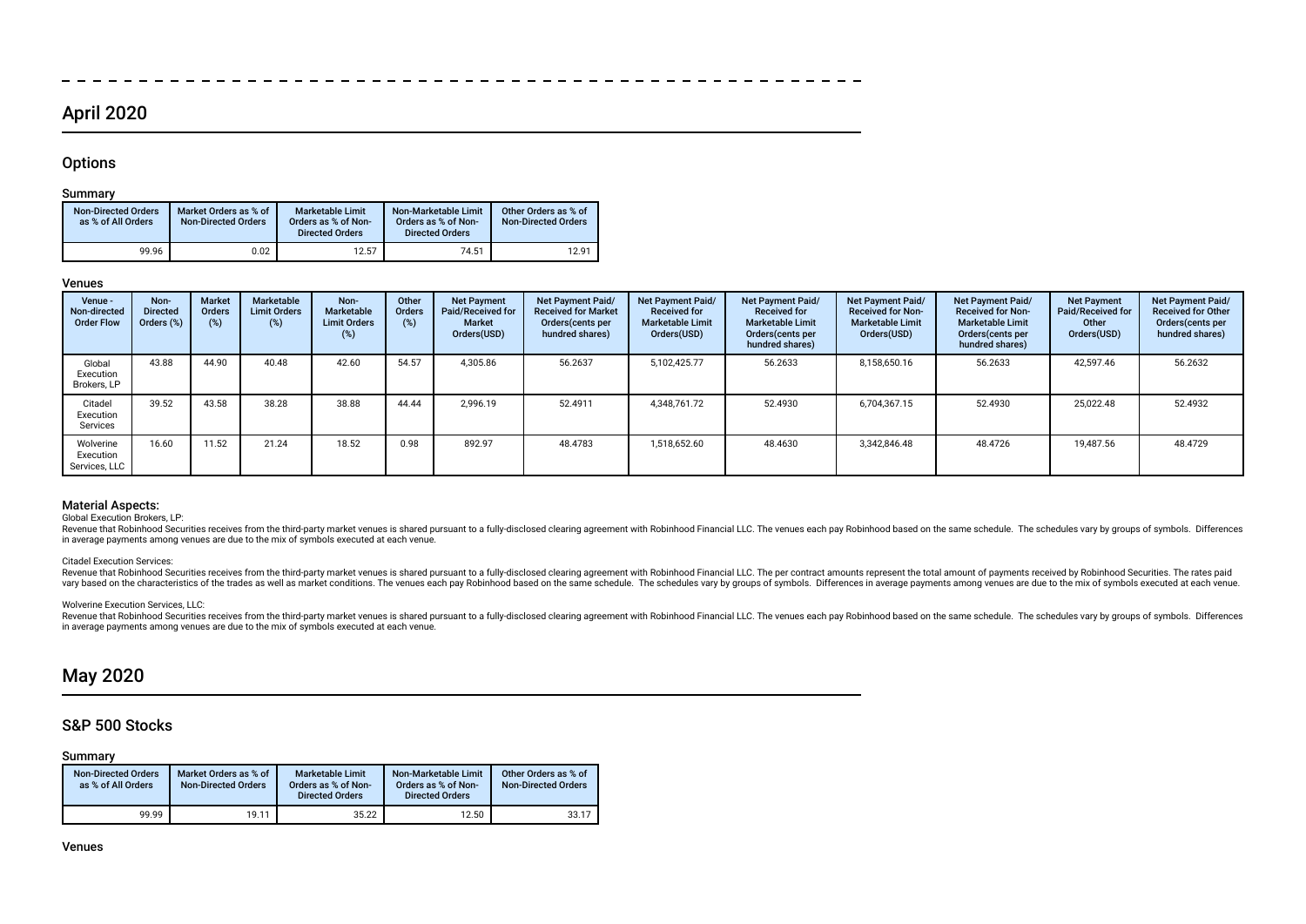## April 2020

### Options

#### Summary

| Non-Directed Orders as % of All Orders | Market Orders as % of Non-Directed Orders | Marketable Limit Orders as % of Non-Directed Orders | Non-Marketable Limit Orders as % of Non-Directed Orders | Other Orders as % of Non-Directed Orders |
|---|---|---|---|---|
| 99.96 | 0.02 | 12.57 | 74.51 | 12.91 |

#### Venues

| Venue - Non-directed Order Flow | Non-Directed Orders (%) | Market Orders (%) | Marketable Limit Orders (%) | Non-Marketable Limit Orders (%) | Other Orders (%) | Net Payment Paid/Received for Market Orders(USD) | Net Payment Paid/ Received for Market Orders(cents per hundred shares) | Net Payment Paid/ Received for Marketable Limit Orders(USD) | Net Payment Paid/ Received for Marketable Limit Orders(cents per hundred shares) | Net Payment Paid/ Received for Non-Marketable Limit Orders(USD) | Net Payment Paid/ Received for Non-Marketable Limit Orders(cents per hundred shares) | Net Payment Paid/Received for Other Orders(USD) | Net Payment Paid/ Received for Other Orders(cents per hundred shares) |
|---|---|---|---|---|---|---|---|---|---|---|---|---|---|
| Global Execution Brokers, LP | 43.88 | 44.90 | 40.48 | 42.60 | 54.57 | 4,305.86 | 56.2637 | 5,102,425.77 | 56.2633 | 8,158,650.16 | 56.2633 | 42,597.46 | 56.2632 |
| Citadel Execution Services | 39.52 | 43.58 | 38.28 | 38.88 | 44.44 | 2,996.19 | 52.4911 | 4,348,761.72 | 52.4930 | 6,704,367.15 | 52.4930 | 25,022.48 | 52.4932 |
| Wolverine Execution Services, LLC | 16.60 | 11.52 | 21.24 | 18.52 | 0.98 | 892.97 | 48.4783 | 1,518,652.60 | 48.4630 | 3,342,846.48 | 48.4726 | 19,487.56 | 48.4729 |

#### Material Aspects:

Global Execution Brokers, LP:

Revenue that Robinhood Securities receives from the third-party market venues is shared pursuant to a fully-disclosed clearing agreement with Robinhood Financial LLC. The venues each pay Robinhood based on the same schedule. The schedules vary by groups of symbols. Differences in average payments among venues are due to the mix of symbols executed at each venue.

Citadel Execution Services:

Revenue that Robinhood Securities receives from the third-party market venues is shared pursuant to a fully-disclosed clearing agreement with Robinhood Financial LLC. The per contract amounts represent the total amount of payments received by Robinhood Securities. The rates paid vary based on the characteristics of the trades as well as market conditions. The venues each pay Robinhood based on the same schedule. The schedules vary by groups of symbols. Differences in average payments among venues are due to the mix of symbols executed at each venue.

Wolverine Execution Services, LLC:

Revenue that Robinhood Securities receives from the third-party market venues is shared pursuant to a fully-disclosed clearing agreement with Robinhood Financial LLC. The venues each pay Robinhood based on the same schedule. The schedules vary by groups of symbols. Differences in average payments among venues are due to the mix of symbols executed at each venue.

## May 2020

### S&P 500 Stocks

#### Summary

| Non-Directed Orders as % of All Orders | Market Orders as % of Non-Directed Orders | Marketable Limit Orders as % of Non-Directed Orders | Non-Marketable Limit Orders as % of Non-Directed Orders | Other Orders as % of Non-Directed Orders |
|---|---|---|---|---|
| 99.99 | 19.11 | 35.22 | 12.50 | 33.17 |

#### Venues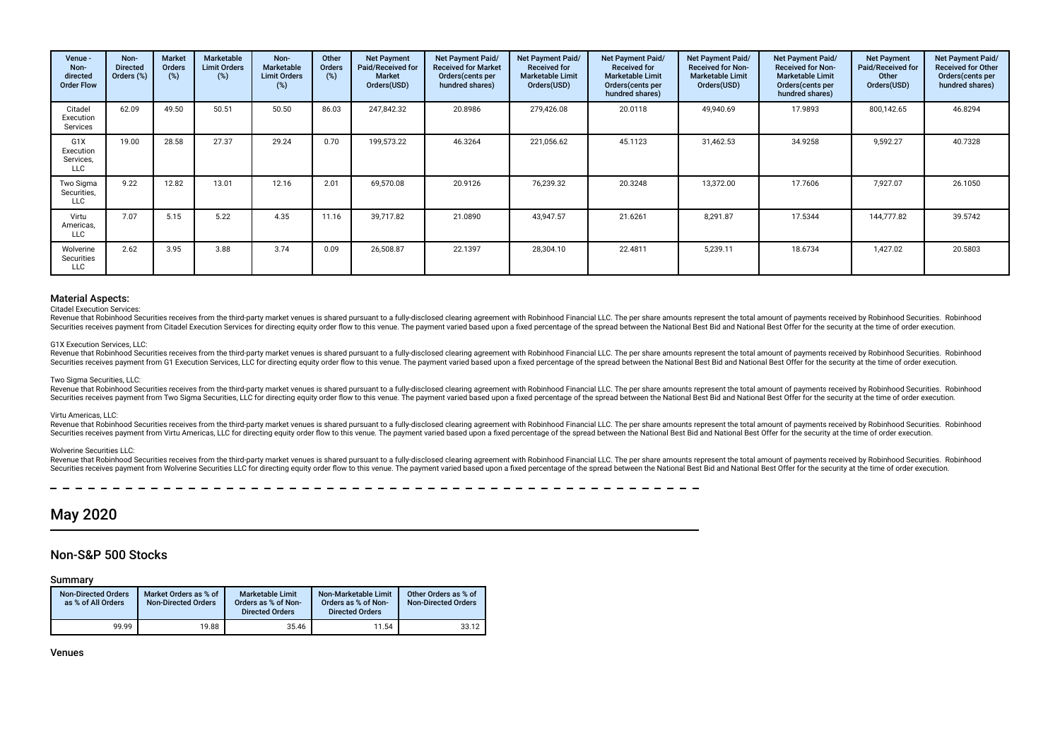| Venue - Non-directed Order Flow | Non-Directed Orders (%) | Market Orders (%) | Marketable Limit Orders (%) | Non-Marketable Limit Orders (%) | Other Orders (%) | Net Payment Paid/Received for Market Orders(USD) | Net Payment Paid/Received for Market Orders(cents per hundred shares) | Net Payment Paid/Received for Marketable Limit Orders(USD) | Net Payment Paid/Received for Marketable Limit Orders(cents per hundred shares) | Net Payment Paid/Received for Non-Marketable Limit Orders(USD) | Net Payment Paid/Received for Non-Marketable Limit Orders(cents per hundred shares) | Net Payment Paid/Received for Other Orders(USD) | Net Payment Paid/Received for Other Orders(cents per hundred shares) |
|---|---|---|---|---|---|---|---|---|---|---|---|---|---|
| Citadel Execution Services | 62.09 | 49.50 | 50.51 | 50.50 | 86.03 | 247,842.32 | 20.8986 | 279,426.08 | 20.0118 | 49,940.69 | 17.9893 | 800,142.65 | 46.8294 |
| G1X Execution Services, LLC | 19.00 | 28.58 | 27.37 | 29.24 | 0.70 | 199,573.22 | 46.3264 | 221,056.62 | 45.1123 | 31,462.53 | 34.9258 | 9,592.27 | 40.7328 |
| Two Sigma Securities, LLC | 9.22 | 12.82 | 13.01 | 12.16 | 2.01 | 69,570.08 | 20.9126 | 76,239.32 | 20.3248 | 13,372.00 | 17.7606 | 7,927.07 | 26.1050 |
| Virtu Americas, LLC | 7.07 | 5.15 | 5.22 | 4.35 | 11.16 | 39,717.82 | 21.0890 | 43,947.57 | 21.6261 | 8,291.87 | 17.5344 | 144,777.82 | 39.5742 |
| Wolverine Securities LLC | 2.62 | 3.95 | 3.88 | 3.74 | 0.09 | 26,508.87 | 22.1397 | 28,304.10 | 22.4811 | 5,239.11 | 18.6734 | 1,427.02 | 20.5803 |

### Material Aspects:

Citadel Execution Services:

Revenue that Robinhood Securities receives from the third-party market venues is shared pursuant to a fully-disclosed clearing agreement with Robinhood Financial LLC. The per share amounts represent the total amount of payments received by Robinhood Securities. Robinhood Securities receives payment from Citadel Execution Services for directing equity order flow to this venue. The payment varied based upon a fixed percentage of the spread between the National Best Bid and National Best Offer for the security at the time of order execution.

G1X Execution Services, LLC:

Revenue that Robinhood Securities receives from the third-party market venues is shared pursuant to a fully-disclosed clearing agreement with Robinhood Financial LLC. The per share amounts represent the total amount of payments received by Robinhood Securities. Robinhood Securities receives payment from G1 Execution Services, LLC for directing equity order flow to this venue. The payment varied based upon a fixed percentage of the spread between the National Best Bid and National Best Offer for the security at the time of order execution.

Two Sigma Securities, LLC:

Revenue that Robinhood Securities receives from the third-party market venues is shared pursuant to a fully-disclosed clearing agreement with Robinhood Financial LLC. The per share amounts represent the total amount of payments received by Robinhood Securities. Robinhood Securities receives payment from Two Sigma Securities, LLC for directing equity order flow to this venue. The payment varied based upon a fixed percentage of the spread between the National Best Bid and National Best Offer for the security at the time of order execution.

Virtu Americas, LLC:

Revenue that Robinhood Securities receives from the third-party market venues is shared pursuant to a fully-disclosed clearing agreement with Robinhood Financial LLC. The per share amounts represent the total amount of payments received by Robinhood Securities. Robinhood Securities receives payment from Virtu Americas, LLC for directing equity order flow to this venue. The payment varied based upon a fixed percentage of the spread between the National Best Bid and National Best Offer for the security at the time of order execution.

Wolverine Securities LLC:

Revenue that Robinhood Securities receives from the third-party market venues is shared pursuant to a fully-disclosed clearing agreement with Robinhood Financial LLC. The per share amounts represent the total amount of payments received by Robinhood Securities. Robinhood Securities receives payment from Wolverine Securities LLC for directing equity order flow to this venue. The payment varied based upon a fixed percentage of the spread between the National Best Bid and National Best Offer for the security at the time of order execution.

# May 2020

## Non-S&P 500 Stocks

### Summary

| Non-Directed Orders as % of All Orders | Market Orders as % of Non-Directed Orders | Marketable Limit Orders as % of Non-Directed Orders | Non-Marketable Limit Orders as % of Non-Directed Orders | Other Orders as % of Non-Directed Orders |
|---|---|---|---|---|
| 99.99 | 19.88 | 35.46 | 11.54 | 33.12 |

### Venues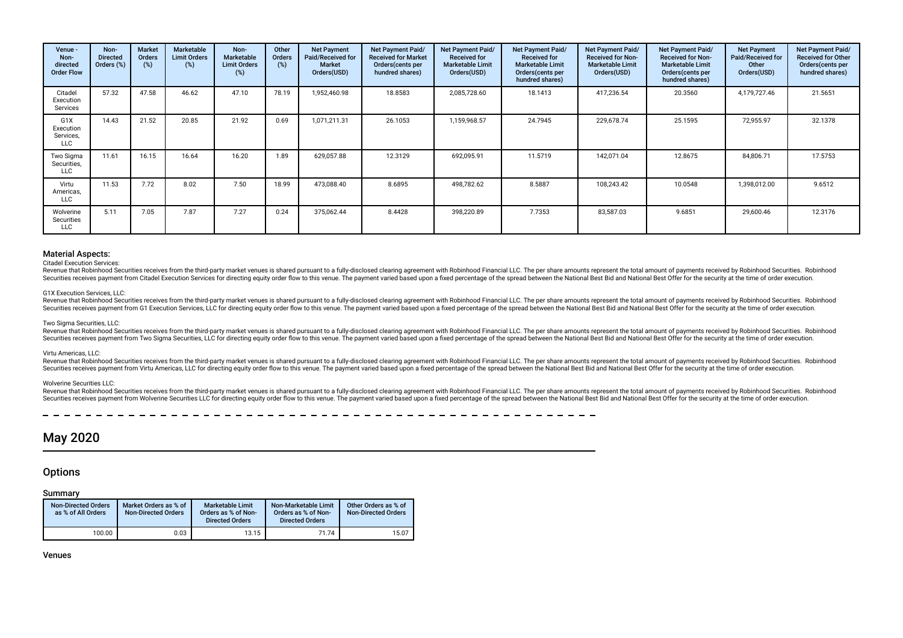| Venue - Non-directed Order Flow | Non-Directed Orders (%) | Market Orders (%) | Marketable Limit Orders (%) | Non-Marketable Limit Orders (%) | Other Orders (%) | Net Payment Paid/Received for Market Orders(USD) | Net Payment Paid/Received for Market Orders(cents per hundred shares) | Net Payment Paid/Received for Marketable Limit Orders(USD) | Net Payment Paid/Received for Marketable Limit Orders(cents per hundred shares) | Net Payment Paid/Received for Non-Marketable Limit Orders(USD) | Net Payment Paid/Received for Non-Marketable Limit Orders(cents per hundred shares) | Net Payment Paid/Received for Other Orders(USD) | Net Payment Paid/Received for Other Orders(cents per hundred shares) |
|---|---|---|---|---|---|---|---|---|---|---|---|---|---|
| Citadel Execution Services | 57.32 | 47.58 | 46.62 | 47.10 | 78.19 | 1,952,460.98 | 18.8583 | 2,085,728.60 | 18.1413 | 417,236.54 | 20.3560 | 4,179,727.46 | 21.5651 |
| G1X Execution Services, LLC | 14.43 | 21.52 | 20.85 | 21.92 | 0.69 | 1,071,211.31 | 26.1053 | 1,159,968.57 | 24.7945 | 229,678.74 | 25.1595 | 72,955.97 | 32.1378 |
| Two Sigma Securities, LLC | 11.61 | 16.15 | 16.64 | 16.20 | 1.89 | 629,057.88 | 12.3129 | 692,095.91 | 11.5719 | 142,071.04 | 12.8675 | 84,806.71 | 17.5753 |
| Virtu Americas, LLC | 11.53 | 7.72 | 8.02 | 7.50 | 18.99 | 473,088.40 | 8.6895 | 498,782.62 | 8.5887 | 108,243.42 | 10.0548 | 1,398,012.00 | 9.6512 |
| Wolverine Securities LLC | 5.11 | 7.05 | 7.87 | 7.27 | 0.24 | 375,062.44 | 8.4428 | 398,220.89 | 7.7353 | 83,587.03 | 9.6851 | 29,600.46 | 12.3176 |

#### Material Aspects:

Citadel Execution Services:

Revenue that Robinhood Securities receives from the third-party market venues is shared pursuant to a fully-disclosed clearing agreement with Robinhood Financial LLC. The per share amounts represent the total amount of payments received by Robinhood Securities. Robinhood Securities receives payment from Citadel Execution Services for directing equity order flow to this venue. The payment varied based upon a fixed percentage of the spread between the National Best Bid and National Best Offer for the security at the time of order execution.

G1X Execution Services, LLC:

Revenue that Robinhood Securities receives from the third-party market venues is shared pursuant to a fully-disclosed clearing agreement with Robinhood Financial LLC. The per share amounts represent the total amount of payments received by Robinhood Securities. Robinhood Securities receives payment from G1 Execution Services, LLC for directing equity order flow to this venue. The payment varied based upon a fixed percentage of the spread between the National Best Bid and National Best Offer for the security at the time of order execution.

Two Sigma Securities, LLC:

Revenue that Robinhood Securities receives from the third-party market venues is shared pursuant to a fully-disclosed clearing agreement with Robinhood Financial LLC. The per share amounts represent the total amount of payments received by Robinhood Securities. Robinhood Securities receives payment from Two Sigma Securities, LLC for directing equity order flow to this venue. The payment varied based upon a fixed percentage of the spread between the National Best Bid and National Best Offer for the security at the time of order execution.

Virtu Americas, LLC:

Revenue that Robinhood Securities receives from the third-party market venues is shared pursuant to a fully-disclosed clearing agreement with Robinhood Financial LLC. The per share amounts represent the total amount of payments received by Robinhood Securities. Robinhood Securities receives payment from Virtu Americas, LLC for directing equity order flow to this venue. The payment varied based upon a fixed percentage of the spread between the National Best Bid and National Best Offer for the security at the time of order execution.

Wolverine Securities LLC:

Revenue that Robinhood Securities receives from the third-party market venues is shared pursuant to a fully-disclosed clearing agreement with Robinhood Financial LLC. The per share amounts represent the total amount of payments received by Robinhood Securities. Robinhood Securities receives payment from Wolverine Securities LLC for directing equity order flow to this venue. The payment varied based upon a fixed percentage of the spread between the National Best Bid and National Best Offer for the security at the time of order execution.

# May 2020

## Options

### Summary

| Non-Directed Orders as % of All Orders | Market Orders as % of Non-Directed Orders | Marketable Limit Orders as % of Non-Directed Orders | Non-Marketable Limit Orders as % of Non-Directed Orders | Other Orders as % of Non-Directed Orders |
|---|---|---|---|---|
| 100.00 | 0.03 | 13.15 | 71.74 | 15.07 |

### Venues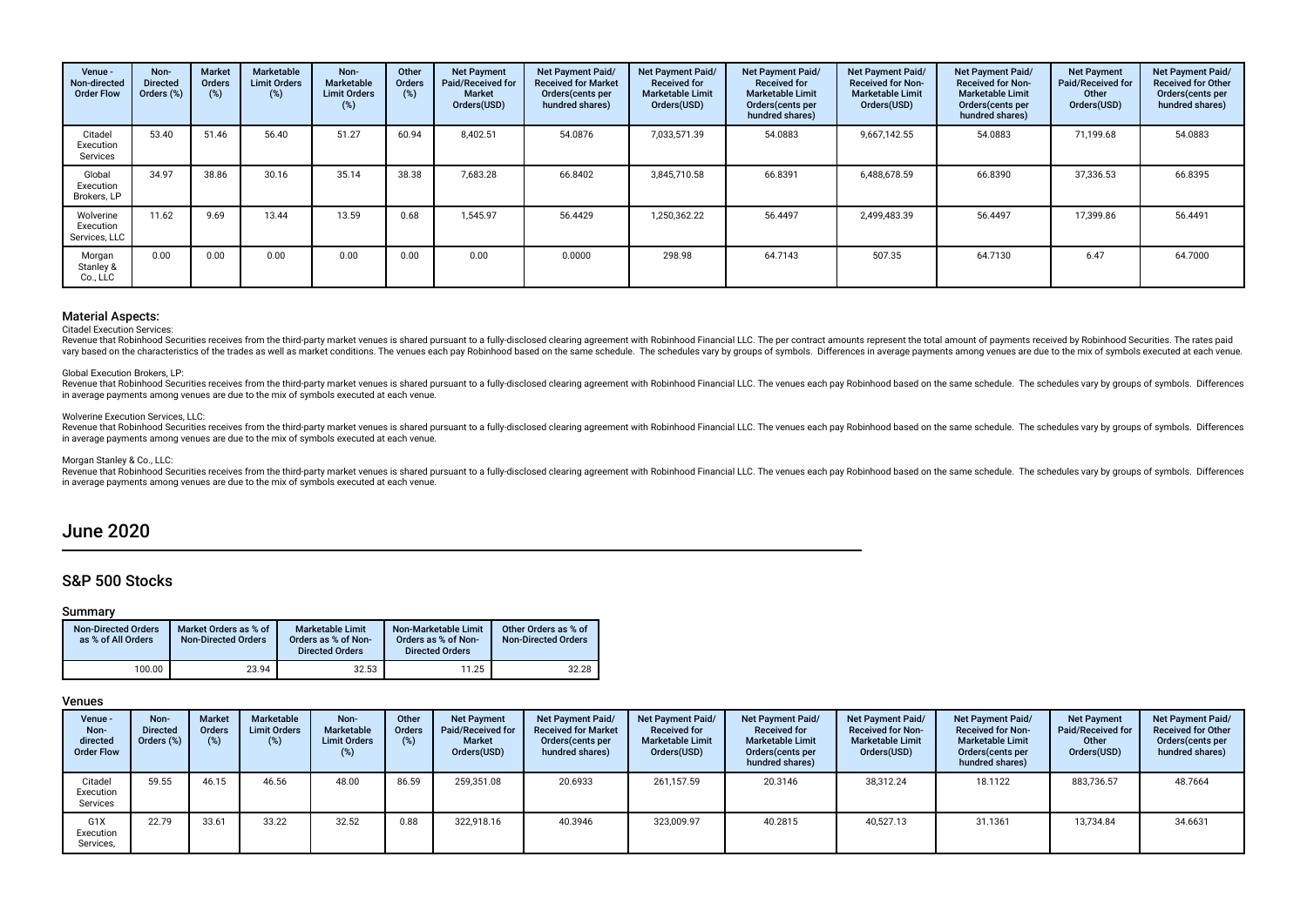| Venue - Non-directed Order Flow | Non-Directed Orders (%) | Market Orders (%) | Marketable Limit Orders (%) | Non-Marketable Limit Orders (%) | Other Orders (%) | Net Payment Paid/Received for Market Orders(USD) | Net Payment Paid/ Received for Market Orders(cents per hundred shares) | Net Payment Paid/ Received for Marketable Limit Orders(USD) | Net Payment Paid/ Received for Marketable Limit Orders(cents per hundred shares) | Net Payment Paid/ Received for Non-Marketable Limit Orders(USD) | Net Payment Paid/ Received for Non-Marketable Limit Orders(cents per hundred shares) | Net Payment Paid/Received for Other Orders(USD) | Net Payment Paid/ Received for Other Orders(cents per hundred shares) |
|---|---|---|---|---|---|---|---|---|---|---|---|---|---|
| Citadel Execution Services | 53.40 | 51.46 | 56.40 | 51.27 | 60.94 | 8,402.51 | 54.0876 | 7,033,571.39 | 54.0883 | 9,667,142.55 | 54.0883 | 71,199.68 | 54.0883 |
| Global Execution Brokers, LP | 34.97 | 38.86 | 30.16 | 35.14 | 38.38 | 7,683.28 | 66.8402 | 3,845,710.58 | 66.8391 | 6,488,678.59 | 66.8390 | 37,336.53 | 66.8395 |
| Wolverine Execution Services, LLC | 11.62 | 9.69 | 13.44 | 13.59 | 0.68 | 1,545.97 | 56.4429 | 1,250,362.22 | 56.4497 | 2,499,483.39 | 56.4497 | 17,399.86 | 56.4491 |
| Morgan Stanley & Co., LLC | 0.00 | 0.00 | 0.00 | 0.00 | 0.00 | 0.00 | 0.0000 | 298.98 | 64.7143 | 507.35 | 64.7130 | 6.47 | 64.7000 |

### Material Aspects:

Citadel Execution Services:

Revenue that Robinhood Securities receives from the third-party market venues is shared pursuant to a fully-disclosed clearing agreement with Robinhood Financial LLC. The per contract amounts represent the total amount of payments received by Robinhood Securities. The rates paid vary based on the characteristics of the trades as well as market conditions. The venues each pay Robinhood based on the same schedule. The schedules vary by groups of symbols. Differences in average payments among venues are due to the mix of symbols executed at each venue.

Global Execution Brokers, LP:

Revenue that Robinhood Securities receives from the third-party market venues is shared pursuant to a fully-disclosed clearing agreement with Robinhood Financial LLC. The venues each pay Robinhood based on the same schedule. The schedules vary by groups of symbols. Differences in average payments among venues are due to the mix of symbols executed at each venue.

Wolverine Execution Services, LLC:

Revenue that Robinhood Securities receives from the third-party market venues is shared pursuant to a fully-disclosed clearing agreement with Robinhood Financial LLC. The venues each pay Robinhood based on the same schedule. The schedules vary by groups of symbols. Differences in average payments among venues are due to the mix of symbols executed at each venue.

Morgan Stanley & Co., LLC:

Revenue that Robinhood Securities receives from the third-party market venues is shared pursuant to a fully-disclosed clearing agreement with Robinhood Financial LLC. The venues each pay Robinhood based on the same schedule. The schedules vary by groups of symbols. Differences in average payments among venues are due to the mix of symbols executed at each venue.

# June 2020

## S&P 500 Stocks

### Summary

| Non-Directed Orders as % of All Orders | Market Orders as % of Non-Directed Orders | Marketable Limit Orders as % of Non-Directed Orders | Non-Marketable Limit Orders as % of Non-Directed Orders | Other Orders as % of Non-Directed Orders |
|---|---|---|---|---|
| 100.00 | 23.94 | 32.53 | 11.25 | 32.28 |

### Venues

| Venue - Non-directed Order Flow | Non-Directed Orders (%) | Market Orders (%) | Marketable Limit Orders (%) | Non-Marketable Limit Orders (%) | Other Orders (%) | Net Payment Paid/Received for Market Orders(USD) | Net Payment Paid/ Received for Market Orders(cents per hundred shares) | Net Payment Paid/ Received for Marketable Limit Orders(USD) | Net Payment Paid/ Received for Marketable Limit Orders(cents per hundred shares) | Net Payment Paid/ Received for Non-Marketable Limit Orders(USD) | Net Payment Paid/ Received for Non-Marketable Limit Orders(cents per hundred shares) | Net Payment Paid/Received for Other Orders(USD) | Net Payment Paid/ Received for Other Orders(cents per hundred shares) |
|---|---|---|---|---|---|---|---|---|---|---|---|---|---|
| Citadel Execution Services | 59.55 | 46.15 | 46.56 | 48.00 | 86.59 | 259,351.08 | 20.6933 | 261,157.59 | 20.3146 | 38,312.24 | 18.1122 | 883,736.57 | 48.7664 |
| G1X Execution Services, | 22.79 | 33.61 | 33.22 | 32.52 | 0.88 | 322,918.16 | 40.3946 | 323,009.97 | 40.2815 | 40,527.13 | 31.1361 | 13,734.84 | 34.6631 |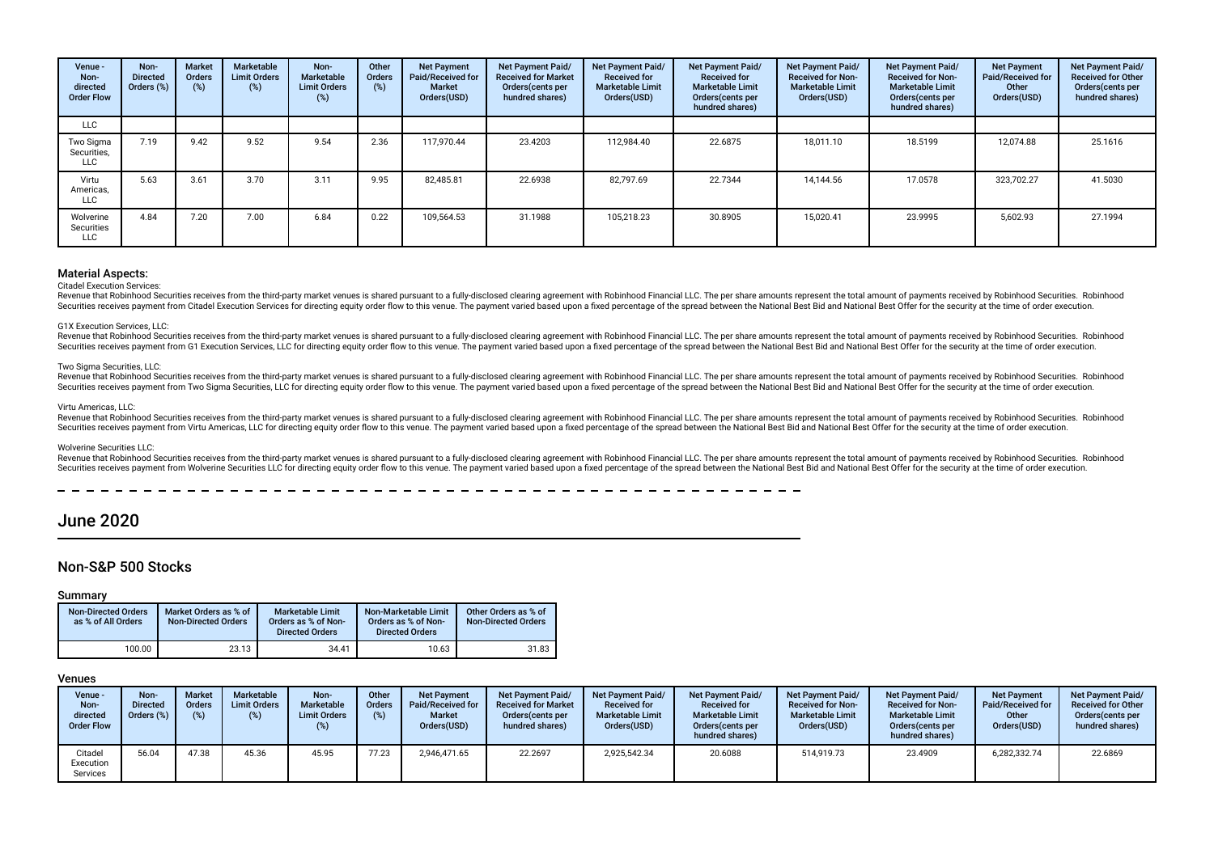| Venue - Non-directed Order Flow | Non-Directed Orders (%) | Market Orders (%) | Marketable Limit Orders (%) | Non-Marketable Limit Orders (%) | Other Orders (%) | Net Payment Paid/Received for Market Orders(USD) | Net Payment Paid/Received for Market Orders(cents per hundred shares) | Net Payment Paid/Received for Marketable Limit Orders(USD) | Net Payment Paid/Received for Marketable Limit Orders(cents per hundred shares) | Net Payment Paid/Received for Non-Marketable Limit Orders(USD) | Net Payment Paid/Received for Non-Marketable Limit Orders(cents per hundred shares) | Net Payment Paid/Received for Other Orders(USD) | Net Payment Paid/Received for Other Orders(cents per hundred shares) |
|---|---|---|---|---|---|---|---|---|---|---|---|---|---|
| LLC | | | | | | | | | | | | | |
| Two Sigma Securities, LLC | 7.19 | 9.42 | 9.52 | 9.54 | 2.36 | 117,970.44 | 23.4203 | 112,984.40 | 22.6875 | 18,011.10 | 18.5199 | 12,074.88 | 25.1616 |
| Virtu Americas, LLC | 5.63 | 3.61 | 3.70 | 3.11 | 9.95 | 82,485.81 | 22.6938 | 82,797.69 | 22.7344 | 14,144.56 | 17.0578 | 323,702.27 | 41.5030 |
| Wolverine Securities LLC | 4.84 | 7.20 | 7.00 | 6.84 | 0.22 | 109,564.53 | 31.1988 | 105,218.23 | 30.8905 | 15,020.41 | 23.9995 | 5,602.93 | 27.1994 |

### Material Aspects:

Citadel Execution Services:

Revenue that Robinhood Securities receives from the third-party market venues is shared pursuant to a fully-disclosed clearing agreement with Robinhood Financial LLC. The per share amounts represent the total amount of payments received by Robinhood Securities. Robinhood Securities receives payment from Citadel Execution Services for directing equity order flow to this venue. The payment varied based upon a fixed percentage of the spread between the National Best Bid and National Best Offer for the security at the time of order execution.

G1X Execution Services, LLC:

Revenue that Robinhood Securities receives from the third-party market venues is shared pursuant to a fully-disclosed clearing agreement with Robinhood Financial LLC. The per share amounts represent the total amount of payments received by Robinhood Securities. Robinhood Securities receives payment from G1 Execution Services, LLC for directing equity order flow to this venue. The payment varied based upon a fixed percentage of the spread between the National Best Bid and National Best Offer for the security at the time of order execution.

Two Sigma Securities, LLC:

Revenue that Robinhood Securities receives from the third-party market venues is shared pursuant to a fully-disclosed clearing agreement with Robinhood Financial LLC. The per share amounts represent the total amount of payments received by Robinhood Securities. Robinhood Securities receives payment from Two Sigma Securities, LLC for directing equity order flow to this venue. The payment varied based upon a fixed percentage of the spread between the National Best Bid and National Best Offer for the security at the time of order execution.

Virtu Americas, LLC:

Revenue that Robinhood Securities receives from the third-party market venues is shared pursuant to a fully-disclosed clearing agreement with Robinhood Financial LLC. The per share amounts represent the total amount of payments received by Robinhood Securities. Robinhood Securities receives payment from Virtu Americas, LLC for directing equity order flow to this venue. The payment varied based upon a fixed percentage of the spread between the National Best Bid and National Best Offer for the security at the time of order execution.

Wolverine Securities LLC:

Revenue that Robinhood Securities receives from the third-party market venues is shared pursuant to a fully-disclosed clearing agreement with Robinhood Financial LLC. The per share amounts represent the total amount of payments received by Robinhood Securities. Robinhood Securities receives payment from Wolverine Securities LLC for directing equity order flow to this venue. The payment varied based upon a fixed percentage of the spread between the National Best Bid and National Best Offer for the security at the time of order execution.

# June 2020

## Non-S&P 500 Stocks

### Summary

| Non-Directed Orders as % of All Orders | Market Orders as % of Non-Directed Orders | Marketable Limit Orders as % of Non-Directed Orders | Non-Marketable Limit Orders as % of Non-Directed Orders | Other Orders as % of Non-Directed Orders |
|---|---|---|---|---|
| 100.00 | 23.13 | 34.41 | 10.63 | 31.83 |

### Venues

| Venue - Non-directed Order Flow | Non-Directed Orders (%) | Market Orders (%) | Marketable Limit Orders (%) | Non-Marketable Limit Orders (%) | Other Orders (%) | Net Payment Paid/Received for Market Orders(USD) | Net Payment Paid/Received for Market Orders(cents per hundred shares) | Net Payment Paid/Received for Marketable Limit Orders(USD) | Net Payment Paid/Received for Marketable Limit Orders(cents per hundred shares) | Net Payment Paid/Received for Non-Marketable Limit Orders(USD) | Net Payment Paid/Received for Non-Marketable Limit Orders(cents per hundred shares) | Net Payment Paid/Received for Other Orders(USD) | Net Payment Paid/Received for Other Orders(cents per hundred shares) |
|---|---|---|---|---|---|---|---|---|---|---|---|---|---|
| Citadel Execution Services | 56.04 | 47.38 | 45.36 | 45.95 | 77.23 | 2,946,471.65 | 22.2697 | 2,925,542.34 | 20.6088 | 514,919.73 | 23.4909 | 6,282,332.74 | 22.6869 |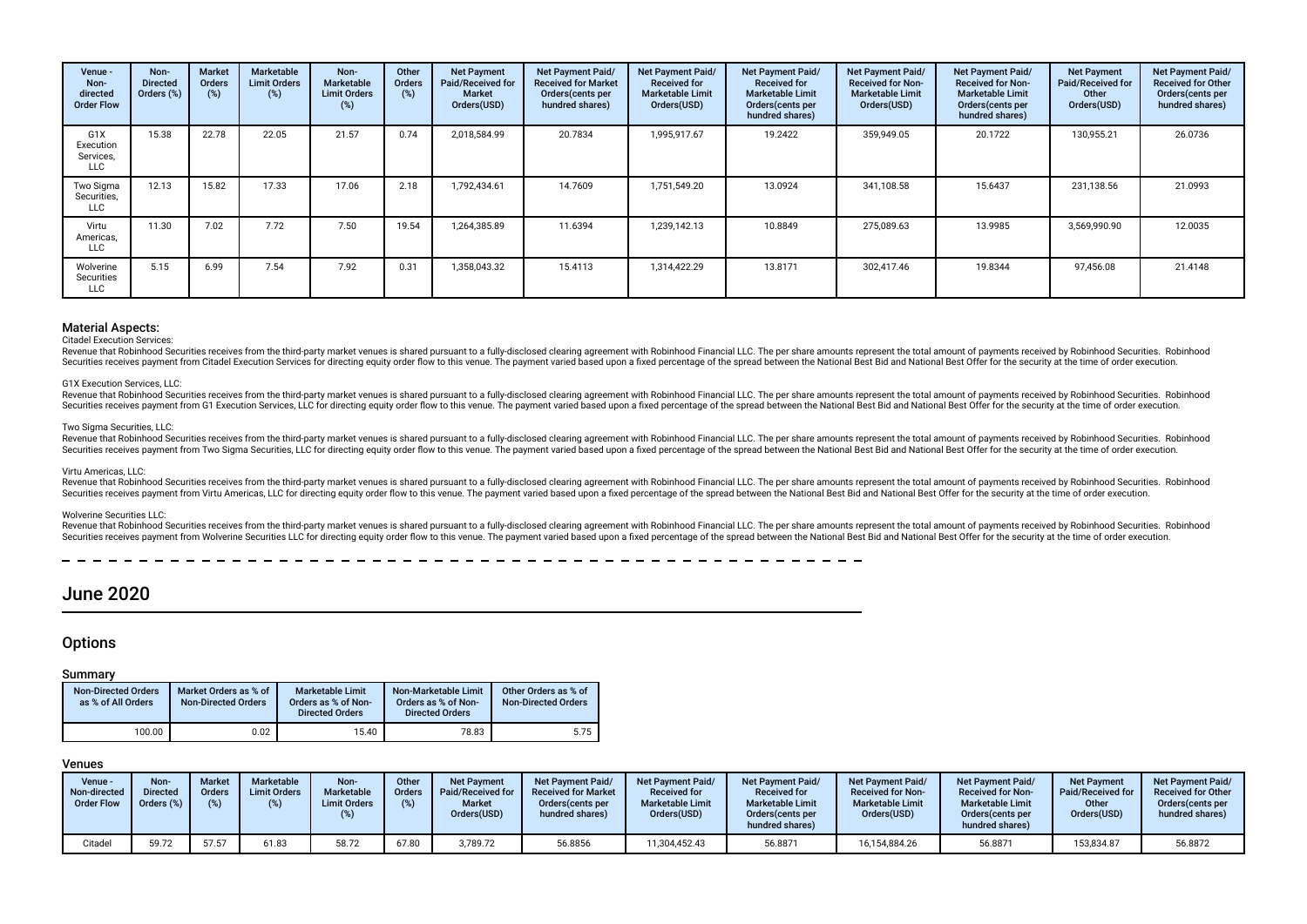| Venue - Non-directed Order Flow | Non-Directed Orders (%) | Market Orders (%) | Marketable Limit Orders (%) | Non-Marketable Limit Orders (%) | Other Orders (%) | Net Payment Paid/Received for Market Orders(USD) | Net Payment Paid/Received for Market Orders(cents per hundred shares) | Net Payment Paid/Received for Marketable Limit Orders(USD) | Net Payment Paid/Received for Marketable Limit Orders(cents per hundred shares) | Net Payment Paid/Received for Non-Marketable Limit Orders(USD) | Net Payment Paid/Received for Non-Marketable Limit Orders(cents per hundred shares) | Net Payment Paid/Received for Other Orders(USD) | Net Payment Paid/Received for Other Orders(cents per hundred shares) |
|---|---|---|---|---|---|---|---|---|---|---|---|---|---|
| G1X Execution Services, LLC | 15.38 | 22.78 | 22.05 | 21.57 | 0.74 | 2,018,584.99 | 20.7834 | 1,995,917.67 | 19.2422 | 359,949.05 | 20.1722 | 130,955.21 | 26.0736 |
| Two Sigma Securities, LLC | 12.13 | 15.82 | 17.33 | 17.06 | 2.18 | 1,792,434.61 | 14.7609 | 1,751,549.20 | 13.0924 | 341,108.58 | 15.6437 | 231,138.56 | 21.0993 |
| Virtu Americas, LLC | 11.30 | 7.02 | 7.72 | 7.50 | 19.54 | 1,264,385.89 | 11.6394 | 1,239,142.13 | 10.8849 | 275,089.63 | 13.9985 | 3,569,990.90 | 12.0035 |
| Wolverine Securities LLC | 5.15 | 6.99 | 7.54 | 7.92 | 0.31 | 1,358,043.32 | 15.4113 | 1,314,422.29 | 13.8171 | 302,417.46 | 19.8344 | 97,456.08 | 21.4148 |

### Material Aspects:

Citadel Execution Services:

Revenue that Robinhood Securities receives from the third-party market venues is shared pursuant to a fully-disclosed clearing agreement with Robinhood Financial LLC. The per share amounts represent the total amount of payments received by Robinhood Securities. Robinhood Securities receives payment from Citadel Execution Services for directing equity order flow to this venue. The payment varied based upon a fixed percentage of the spread between the National Best Bid and National Best Offer for the security at the time of order execution.

G1X Execution Services, LLC:

Revenue that Robinhood Securities receives from the third-party market venues is shared pursuant to a fully-disclosed clearing agreement with Robinhood Financial LLC. The per share amounts represent the total amount of payments received by Robinhood Securities. Robinhood Securities receives payment from G1 Execution Services, LLC for directing equity order flow to this venue. The payment varied based upon a fixed percentage of the spread between the National Best Bid and National Best Offer for the security at the time of order execution.

Two Sigma Securities, LLC:

Revenue that Robinhood Securities receives from the third-party market venues is shared pursuant to a fully-disclosed clearing agreement with Robinhood Financial LLC. The per share amounts represent the total amount of payments received by Robinhood Securities. Robinhood Securities receives payment from Two Sigma Securities, LLC for directing equity order flow to this venue. The payment varied based upon a fixed percentage of the spread between the National Best Bid and National Best Offer for the security at the time of order execution.

Virtu Americas, LLC:

Revenue that Robinhood Securities receives from the third-party market venues is shared pursuant to a fully-disclosed clearing agreement with Robinhood Financial LLC. The per share amounts represent the total amount of payments received by Robinhood Securities. Robinhood Securities receives payment from Virtu Americas, LLC for directing equity order flow to this venue. The payment varied based upon a fixed percentage of the spread between the National Best Bid and National Best Offer for the security at the time of order execution.

Wolverine Securities LLC:

Revenue that Robinhood Securities receives from the third-party market venues is shared pursuant to a fully-disclosed clearing agreement with Robinhood Financial LLC. The per share amounts represent the total amount of payments received by Robinhood Securities. Robinhood Securities receives payment from Wolverine Securities LLC for directing equity order flow to this venue. The payment varied based upon a fixed percentage of the spread between the National Best Bid and National Best Offer for the security at the time of order execution.

# June 2020

## Options

### Summary

| Non-Directed Orders as % of All Orders | Market Orders as % of Non-Directed Orders | Marketable Limit Orders as % of Non-Directed Orders | Non-Marketable Limit Orders as % of Non-Directed Orders | Other Orders as % of Non-Directed Orders |
|---|---|---|---|---|
| 100.00 | 0.02 | 15.40 | 78.83 | 5.75 |

### Venues

| Venue - Non-directed Order Flow | Non-Directed Orders (%) | Market Orders (%) | Marketable Limit Orders (%) | Non-Marketable Limit Orders (%) | Other Orders (%) | Net Payment Paid/Received for Market Orders(USD) | Net Payment Paid/Received for Market Orders(cents per hundred shares) | Net Payment Paid/Received for Marketable Limit Orders(USD) | Net Payment Paid/Received for Marketable Limit Orders(cents per hundred shares) | Net Payment Paid/Received for Non-Marketable Limit Orders(USD) | Net Payment Paid/Received for Non-Marketable Limit Orders(cents per hundred shares) | Net Payment Paid/Received for Other Orders(USD) | Net Payment Paid/Received for Other Orders(cents per hundred shares) |
|---|---|---|---|---|---|---|---|---|---|---|---|---|---|
| Citadel | 59.72 | 57.57 | 61.83 | 58.72 | 67.80 | 3,789.72 | 56.8856 | 11,304,452.43 | 56.8871 | 16,154,884.26 | 56.8871 | 153,834.87 | 56.8872 |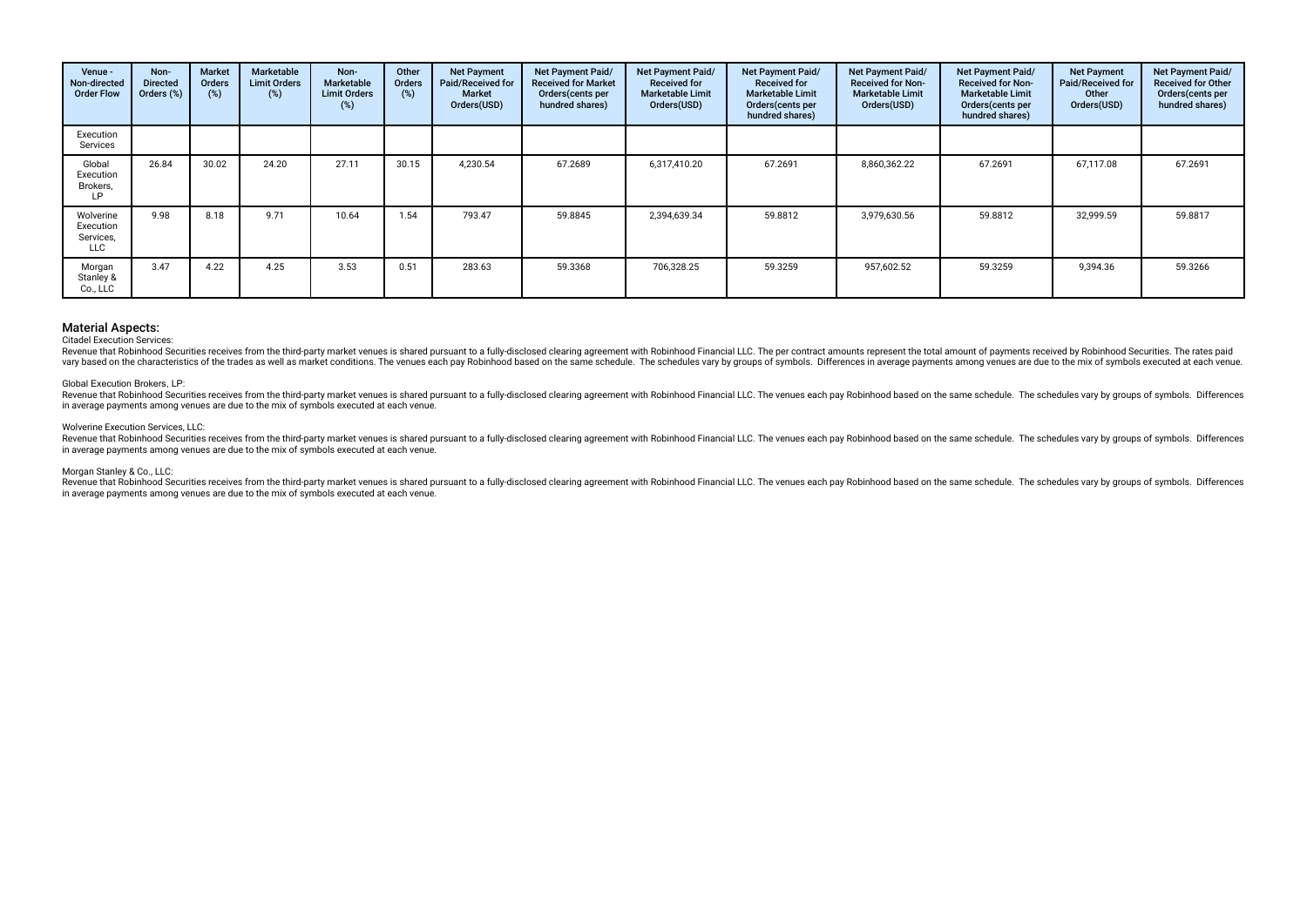| Venue - Non-directed Order Flow | Non-Directed Orders (%) | Market Orders (%) | Marketable Limit Orders (%) | Non-Marketable Limit Orders (%) | Other Orders (%) | Net Payment Paid/Received for Market Orders(USD) | Net Payment Paid/ Received for Market Orders(cents per hundred shares) | Net Payment Paid/ Received for Marketable Limit Orders(USD) | Net Payment Paid/ Received for Marketable Limit Orders(cents per hundred shares) | Net Payment Paid/ Received for Non-Marketable Limit Orders(USD) | Net Payment Paid/ Received for Non-Marketable Limit Orders(cents per hundred shares) | Net Payment Paid/Received for Other Orders(USD) | Net Payment Paid/ Received for Other Orders(cents per hundred shares) |
|---|---|---|---|---|---|---|---|---|---|---|---|---|---|
| Execution Services | | | | | | | | | | | | | |
| Global Execution Brokers, LP | 26.84 | 30.02 | 24.20 | 27.11 | 30.15 | 4,230.54 | 67.2689 | 6,317,410.20 | 67.2691 | 8,860,362.22 | 67.2691 | 67,117.08 | 67.2691 |
| Wolverine Execution Services, LLC | 9.98 | 8.18 | 9.71 | 10.64 | 1.54 | 793.47 | 59.8845 | 2,394,639.34 | 59.8812 | 3,979,630.56 | 59.8812 | 32,999.59 | 59.8817 |
| Morgan Stanley & Co., LLC | 3.47 | 4.22 | 4.25 | 3.53 | 0.51 | 283.63 | 59.3368 | 706,328.25 | 59.3259 | 957,602.52 | 59.3259 | 9,394.36 | 59.3266 |

## Material Aspects:

Citadel Execution Services:

Revenue that Robinhood Securities receives from the third-party market venues is shared pursuant to a fully-disclosed clearing agreement with Robinhood Financial LLC. The per contract amounts represent the total amount of payments received by Robinhood Securities. The rates paid vary based on the characteristics of the trades as well as market conditions. The venues each pay Robinhood based on the same schedule. The schedules vary by groups of symbols. Differences in average payments among venues are due to the mix of symbols executed at each venue.

Global Execution Brokers, LP:

Revenue that Robinhood Securities receives from the third-party market venues is shared pursuant to a fully-disclosed clearing agreement with Robinhood Financial LLC. The venues each pay Robinhood based on the same schedule. The schedules vary by groups of symbols. Differences in average payments among venues are due to the mix of symbols executed at each venue.

Wolverine Execution Services, LLC:

Revenue that Robinhood Securities receives from the third-party market venues is shared pursuant to a fully-disclosed clearing agreement with Robinhood Financial LLC. The venues each pay Robinhood based on the same schedule. The schedules vary by groups of symbols. Differences in average payments among venues are due to the mix of symbols executed at each venue.

Morgan Stanley & Co., LLC:

Revenue that Robinhood Securities receives from the third-party market venues is shared pursuant to a fully-disclosed clearing agreement with Robinhood Financial LLC. The venues each pay Robinhood based on the same schedule. The schedules vary by groups of symbols. Differences in average payments among venues are due to the mix of symbols executed at each venue.